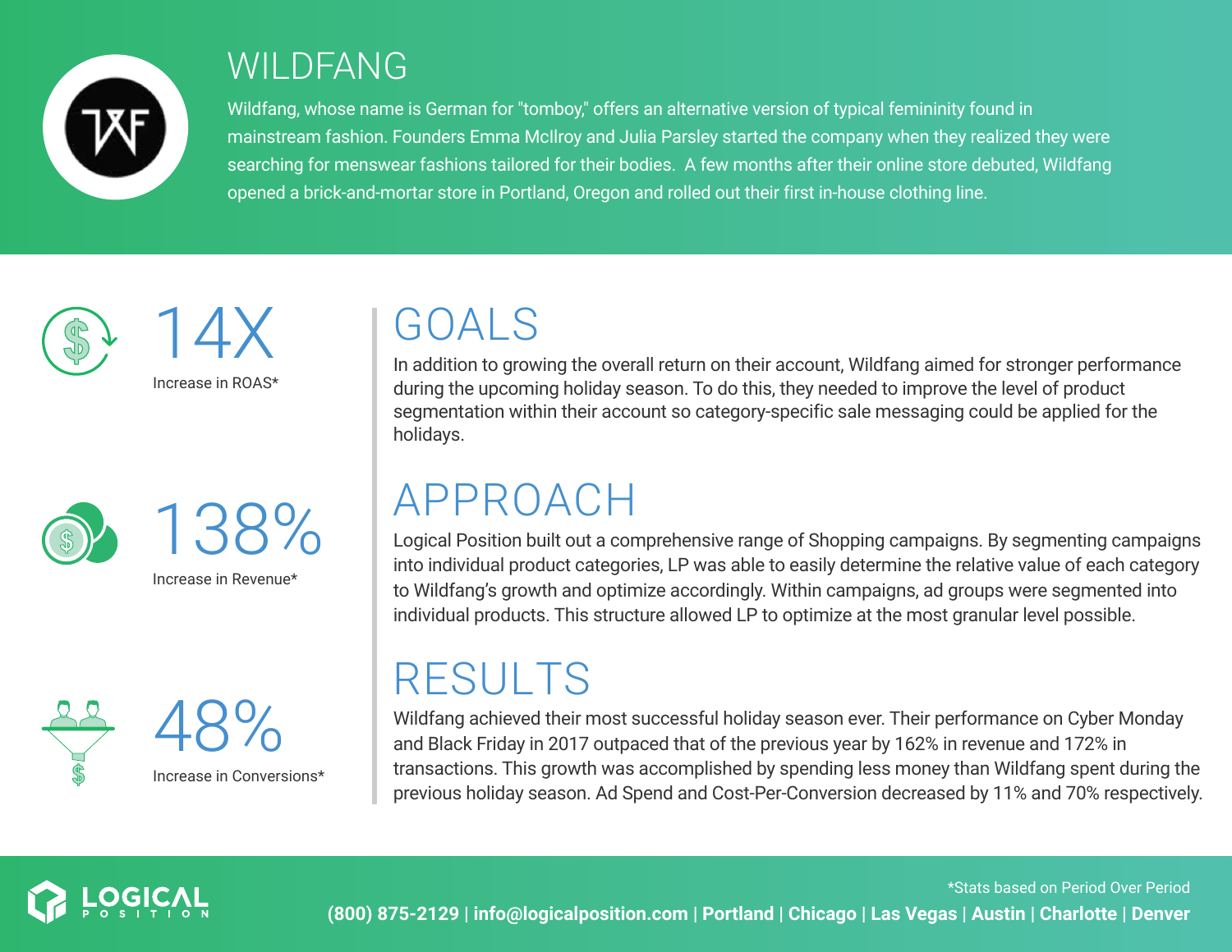# WILDFANG

Wildfang, whose name is German for "tomboy," offers an alternative version of typical femininity found in mainstream fashion. Founders Emma McIlroy and Julia Parsley started the company when they realized they were searching for menswear fashions tailored for their bodies. A few months after their online store debuted, Wildfang opened a brick-and-mortar store in Portland, Oregon and rolled out their first in-house clothing line.

**14X**
Increase in ROAS*

**138%**
Increase in Revenue*

**48%**
Increase in Conversions*

## GOALS

In addition to growing the overall return on their account, Wildfang aimed for stronger performance during the upcoming holiday season. To do this, they needed to improve the level of product segmentation within their account so category-specific sale messaging could be applied for the holidays.

## APPROACH

Logical Position built out a comprehensive range of Shopping campaigns. By segmenting campaigns into individual product categories, LP was able to easily determine the relative value of each category to Wildfang's growth and optimize accordingly. Within campaigns, ad groups were segmented into individual products. This structure allowed LP to optimize at the most granular level possible.

## RESULTS

Wildfang achieved their most successful holiday season ever. Their performance on Cyber Monday and Black Friday in 2017 outpaced that of the previous year by 162% in revenue and 172% in transactions. This growth was accomplished by spending less money than Wildfang spent during the previous holiday season. Ad Spend and Cost-Per-Conversion decreased by 11% and 70% respectively.

LOGICAL POSITION

*Stats based on Period Over Period

**(800) 875-2129 | info@logicalposition.com | Portland | Chicago | Las Vegas | Austin | Charlotte | Denver**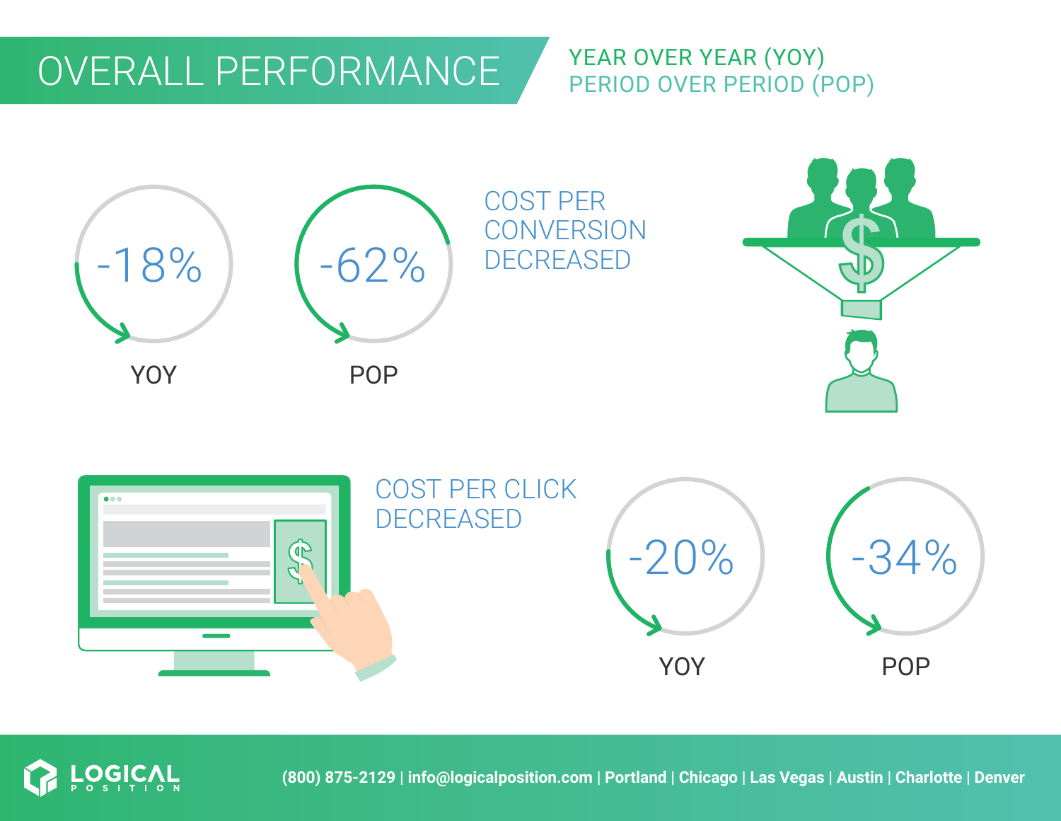# OVERALL PERFORMANCE

YEAR OVER YEAR (YOY)
PERIOD OVER PERIOD (POP)

## COST PER CONVERSION DECREASED

-18% YOY

-62% POP

## COST PER CLICK DECREASED

-20% YOY

-34% POP

LOGICAL POSITION

(800) 875-2129 | info@logicalposition.com | Portland | Chicago | Las Vegas | Austin | Charlotte | Denver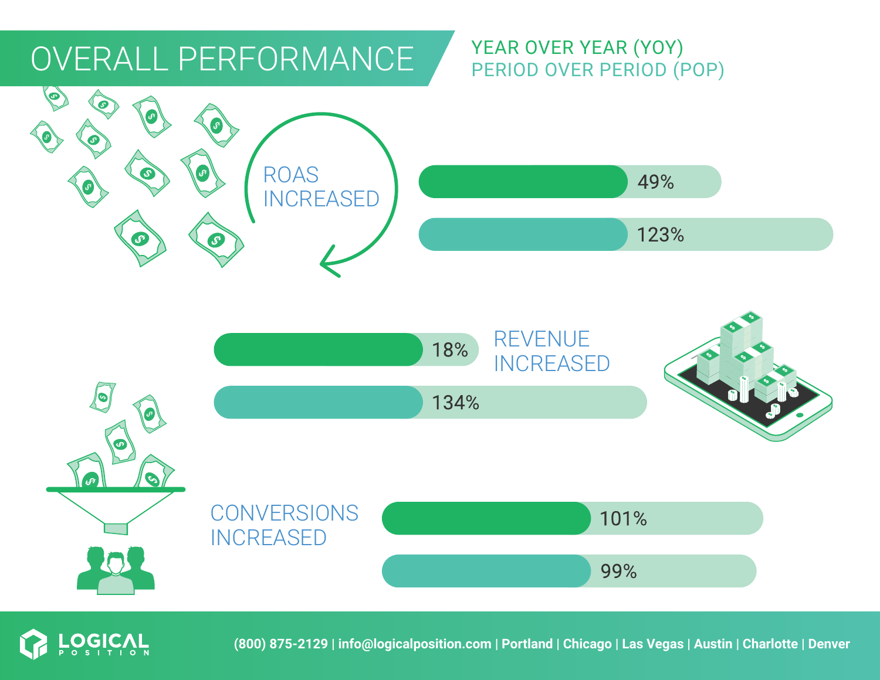# OVERALL PERFORMANCE

YEAR OVER YEAR (YOY)
PERIOD OVER PERIOD (POP)

ROAS INCREASED

49%

123%

REVENUE INCREASED

18%

134%

CONVERSIONS INCREASED

101%

99%

LOGICAL POSITION

(800) 875-2129 | info@logicalposition.com | Portland | Chicago | Las Vegas | Austin | Charlotte | Denver